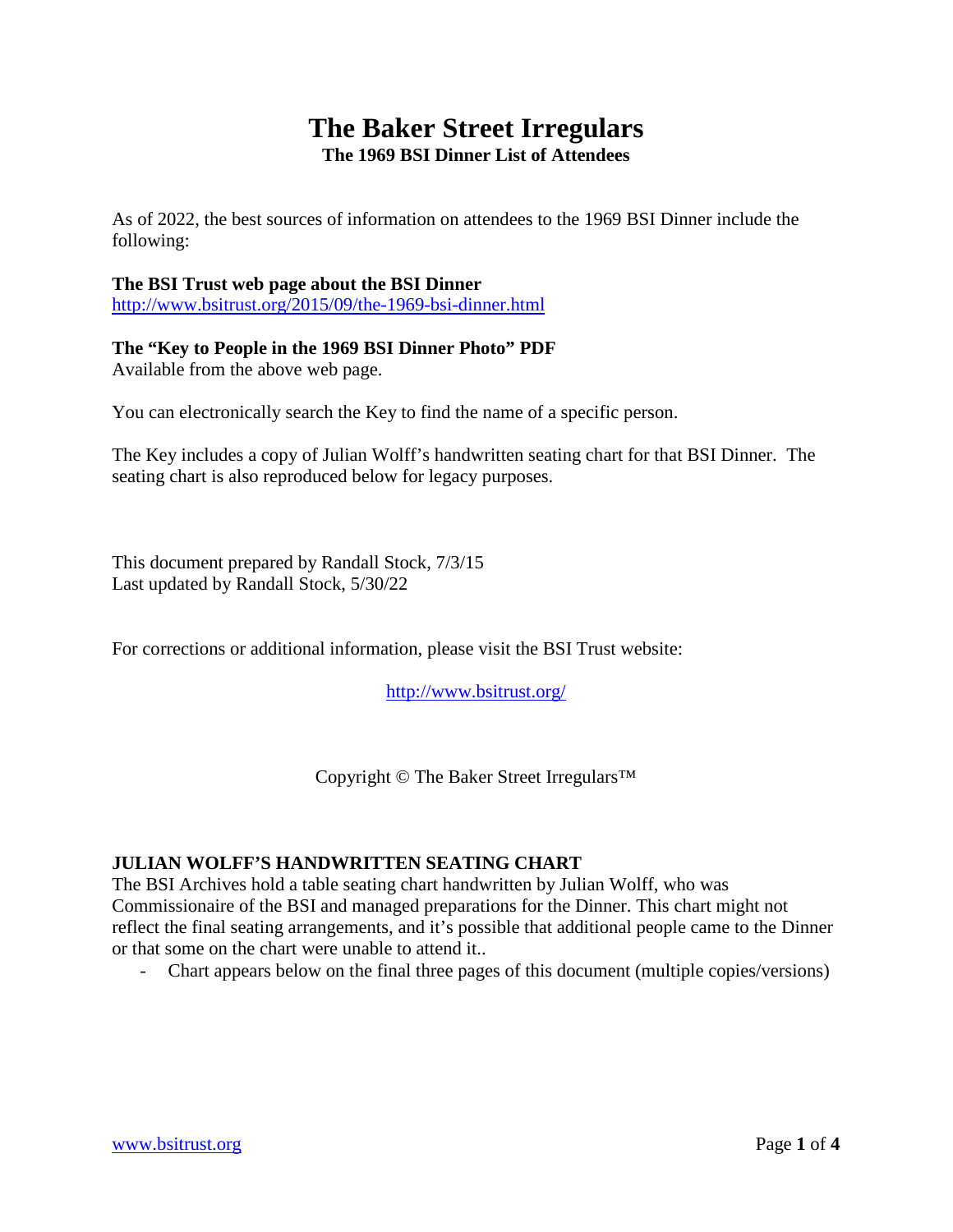# The Baker Street Irregulars

**The 1969 BSI Dinner List of Attendees**

As of 2022, the best sources of information on attendees to the 1969 BSI Dinner include the following:

**The BSI Trust web page about the BSI Dinner**
http://www.bsitrust.org/2015/09/the-1969-bsi-dinner.html

**The "Key to People in the 1969 BSI Dinner Photo" PDF**
Available from the above web page.

You can electronically search the Key to find the name of a specific person.

The Key includes a copy of Julian Wolff's handwritten seating chart for that BSI Dinner. The seating chart is also reproduced below for legacy purposes.

This document prepared by Randall Stock, 7/3/15
Last updated by Randall Stock, 5/30/22

For corrections or additional information, please visit the BSI Trust website:

http://www.bsitrust.org/

Copyright © The Baker Street Irregulars™

**JULIAN WOLFF'S HANDWRITTEN SEATING CHART**

The BSI Archives hold a table seating chart handwritten by Julian Wolff, who was Commissionaire of the BSI and managed preparations for the Dinner. This chart might not reflect the final seating arrangements, and it's possible that additional people came to the Dinner or that some on the chart were unable to attend it..

- Chart appears below on the final three pages of this document (multiple copies/versions)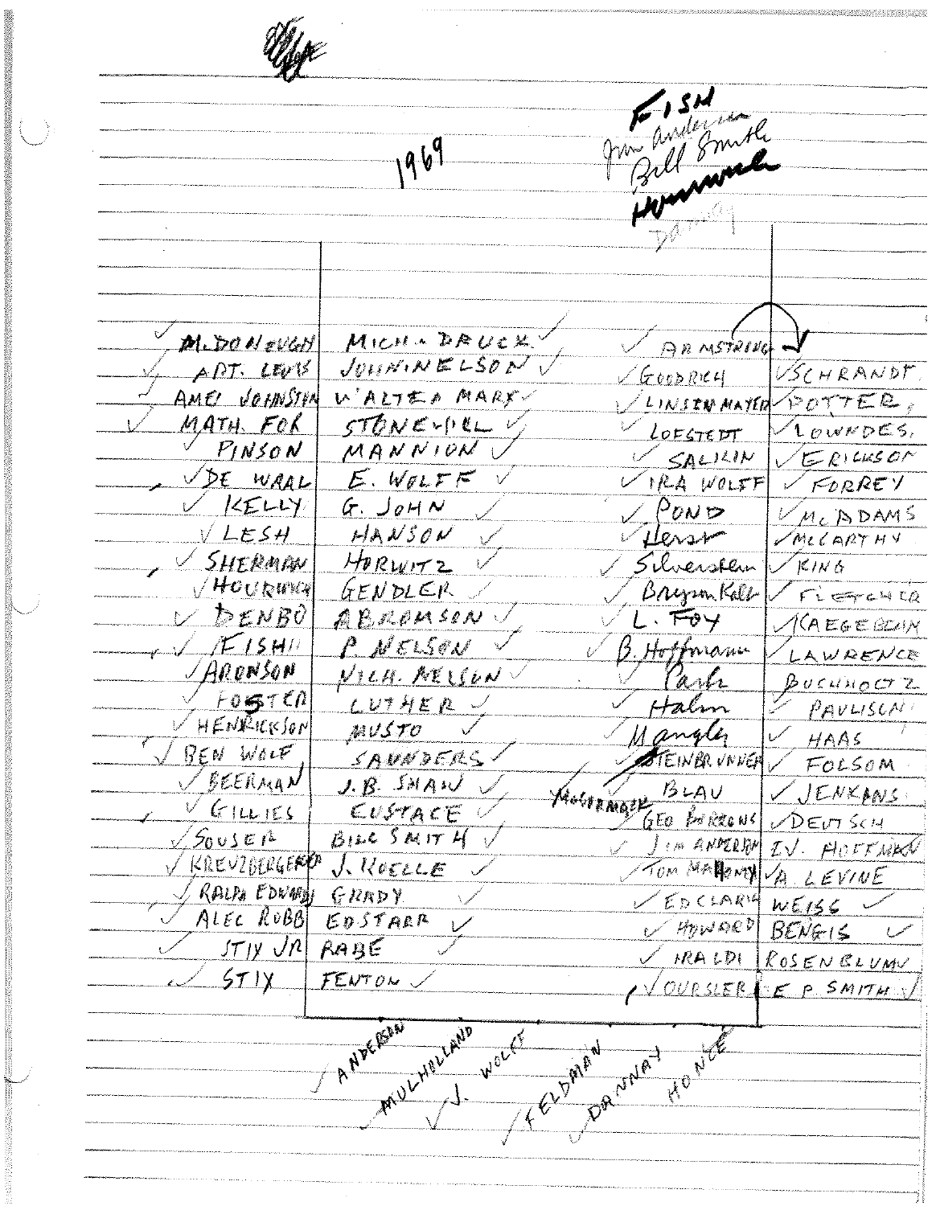1969

FISH
Jim Anderson
Bill Smith
~~[scribbled out]~~
Danny

| | | | |
|---|---|---|---|
| ✓ McDONOUGH | MICH. DRUCK ✓ | ✓ ARMSTRONG | ✓ SCHRANDT |
| ✓ ART. LEVIS | JOHN NELSON ✓ | ✓ GOODRICH | POTTER |
| ✓ AMES JOHNSTON | WALTER MARX ✓ | ✓ LINSENMAYER | ✓ LOWNDES |
| ✓ MATH. FOR | STONEHILL ✓ | ✓ LOESTEDT | ✓ ERICKSON |
| PINSON | MANNION ✓ | ✓ SALKIN | ✓ FORREY |
| ✓ DE WAAL | E. WOLFF ✓ | ✓ IRA WOLFF | ✓ McADAMS |
| ✓ KELLY | G. JOHN ✓ | ✓ POND | ✓ McCARTHY |
| ✓ LESH | HANSON ✓ | ✓ Hersr | ✓ KING |
| ✓ SHERMAN | HORWITZ ✓ | ✓ Silverstein | ✓ FLETCHER |
| ✓ HOURWICH | GENDLER ✓ | ✓ Bryan Kolb | ✓ CAEGEBEIN |
| ✓ DENBO | ABRAMSON ✓ | ✓ L. FOY | ✓ LAWRENCE |
| ✓ FISH | P. NELSON ✓ | ✓ B. Hoffmann | BUCHHOLTZ |
| ✓ ARONSON | NICH. NELSON ✓ | Park | ✓ PAULISCN |
| ✓ FOSTER | LUTHER ✓ | ✓ Halm | ✓ HAAS |
| ✓ HENRICKSON | MUSTO ✓ | ✓ Mangle | ✓ FOLSOM |
| ✓ BEN WOLF | SAUNDERS ✓ | ~~STEINBRUNNER~~ | ✓ JENKINS |
| ✓ BEERMAN | J. B. SHAW ✓ | BLAU | ✓ DEUTSCH |
| ✓ GILLIES | EUSTACE ✓ | Mustermann GEO BARRONS | I.V. HOFFMAN |
| ✓ SOUSER | BILL SMITH ✓ | ✓ JIM ANDERSON | ✓ A. LEVINE |
| ✓ KREUZBERGER | J. KOELLE ✓ | TOM MAHONEY | WEISS ✓ |
| ✓ RALPH EDWARDS | GRADY | ✓ ED CLARK | BENGIS ✓ |
| ✓ ALEC RUBB | ED STARR ✓ | ✓ HOWARD | ROSENBLUM |
| ✓ STIX JR | RABE | ✓ IRALDI | E P SMITH ✓ |
| ✓ STIX | FENTON ✓ | ✓ OURSLER | |

✓ ANDERSON
MULHOLLAND
✓ J. WOLFF
✓ FELDMAN
✓ DANNAY
HONCE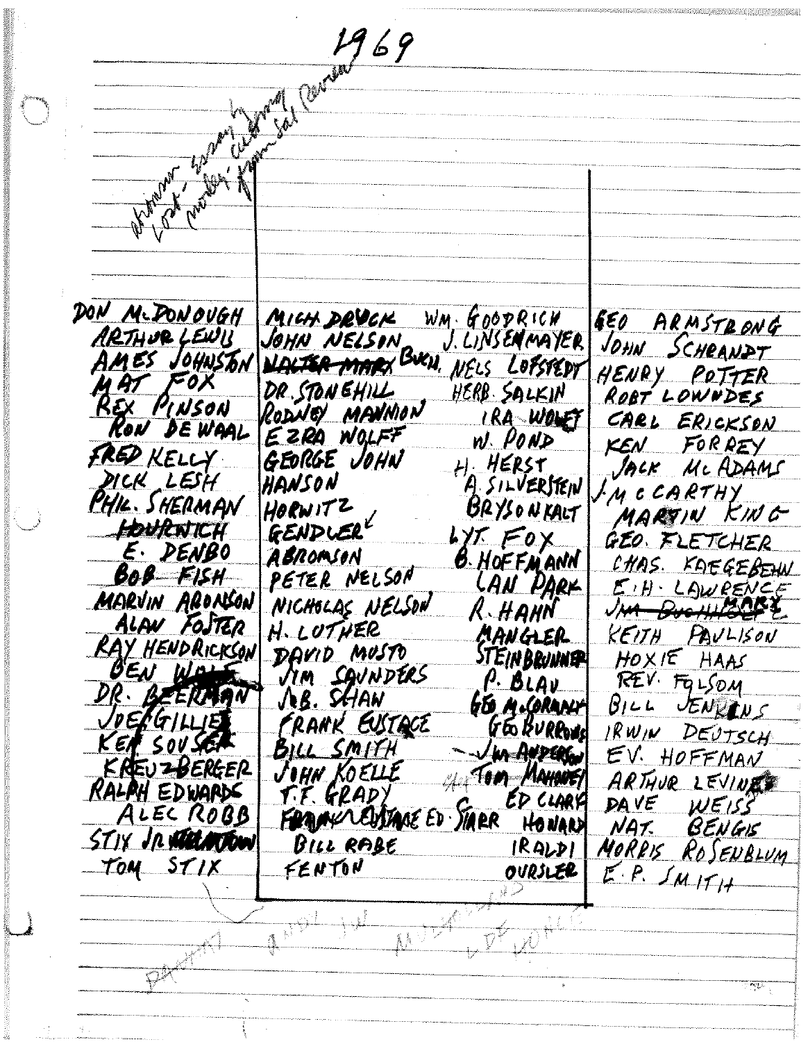# 1969

dinner soon by Lost - all meeting money from Sal Perrera

| | | | |
|---|---|---|---|
| DON McDONOUGH | MICH DRUCK | WM. GOODRICH | GEO ARMSTRONG |
| ARTHUR LEWIS | JOHN NELSON | J. LINSENMAYER | JOHN SCHRANDT |
| AMES JOHNSTON | ~~WALTER MARX~~ BUCH. | NELS LOFSTEDT | HENRY POTTER |
| MAT FOX | DR. STONEHILL | HERB. SALKIN | ROBT LOWNDES |
| REX PINSON | RODNEY MANNION | IRA WOLFF | CARL ERICKSON |
| RON DE WAAL | EZRA WOLFF | W. POND | KEN FORREY |
| FRED KELLY | GEORGE JOHN | H. HERST | JACK McADAMS |
| DICK LESH | HANSON | A. SILVERSTEIN | J. McCARTHY |
| PHIL. SHERMAN | HORWITZ | BRYSONKALT | MARTIN KING |
| ~~HOURWICH~~ | GENDLER | LYT. FOX | GEO. FLETCHER |
| E. DENBO | ABROMSON | B. HOFFMANN | CHAS. KAEGEBEHN |
| BOB FISH | PETER NELSON | LAN PARK | E.H. LAWRENCE |
| MARVIN ARONSON | NICHOLAS NELSON | R. HAHN | ~~JIM BUCHHOLZ~~ MARX |
| ALAN FOSTER | H. LUTHER | MANGLER | KEITH PAULISON |
| RAY HENDRICKSON | DAVID MUSTO | STEINBRUNNER | HOXIE HAAS |
| ~~BEN WOLF~~ | JIM SAUNDERS | P. BLAU | REV. FOLSOM |
| DR. BEERMAN | J.B. SHAW | GEO M. CORMACK | BILL JENKINS |
| JOE GILLIES | FRANK EUSTACE | GEO BURROWS | IRWIN DEUTSCH |
| KEN SOUSER | BILL SMITH | ~~JIM ANDERSON~~ | EV. HOFFMAN |
| KREUZBERGER | JOHN KOELLE | TOM MAHONEY | ARTHUR LEVINE |
| RALPH EDWARDS | T.F. GRADY | ED CLARK | DAVE WEISS |
| ALEC ROBB | ~~FRANK EUSTACE~~ ED. STARR | HOWARD | NAT. BENGIS |
| STIX JR | BILL RABE | IRALDI | MORRIS ROSENBLUM |
| TOM STIX | FENTON | OURSLER | E.P. SMITH |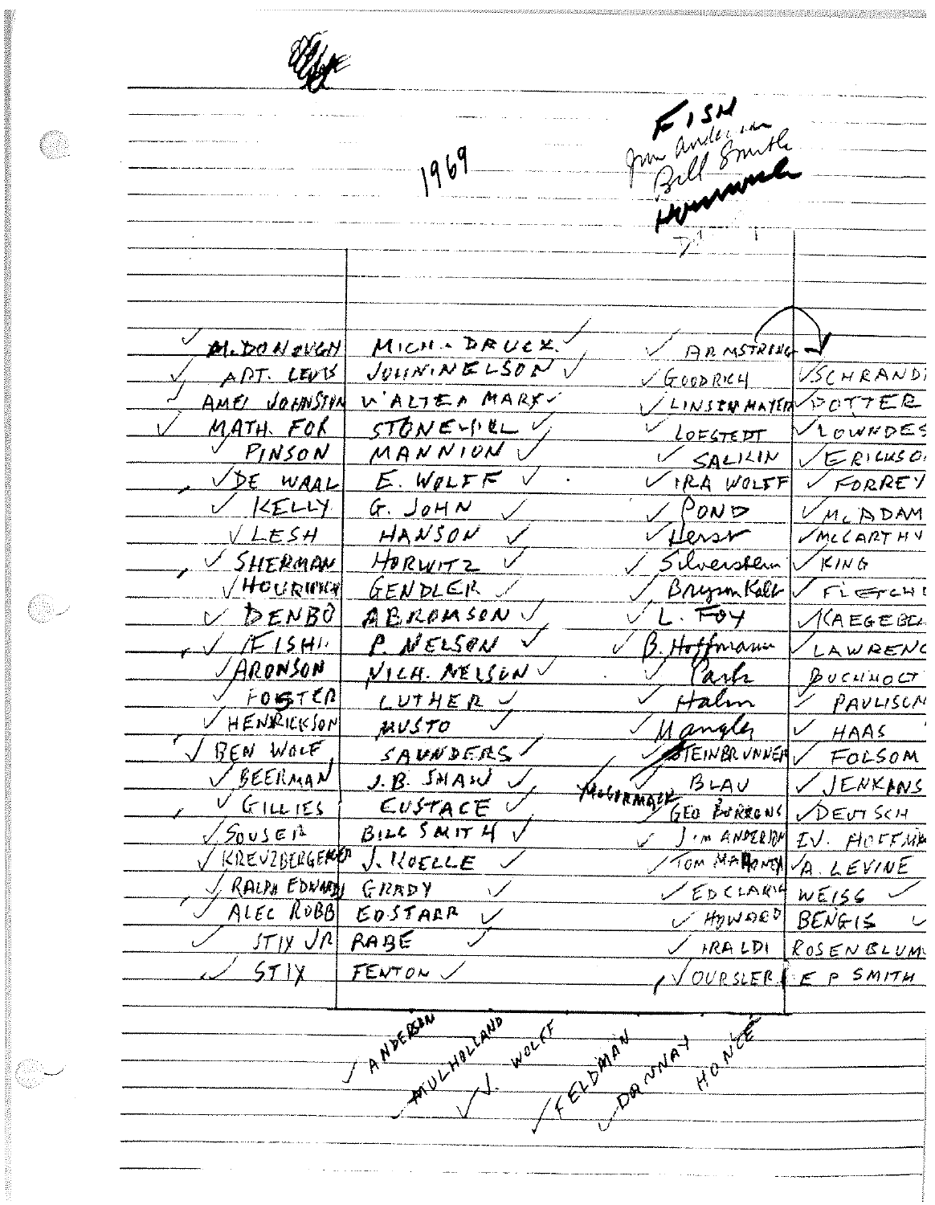1969

FISH
Jim Anderson
Bill Smith

| | | | |
|---|---|---|---|
| ✓ M. DONOVAN | MICH. DRUCK ✓ | ✓ ARMSTRONG | ✓ |
| ✓ ART. LEVIS | JOHN NELSON ✓ | ✓ GOODRICH | ✓ SCHRAND |
| ✓ AMES JOHNSTON | WALTER MARX ✓ | ✓ LINSENMAYER | ✓ POTTER |
| ✓ MATH. FOR | STONEHILL ✓ | ✓ LOESTEDT | ✓ LOWNDES |
| ✓ PINSON | MANNION ✓ | ✓ SALKIN | ✓ ERICKSO |
| ✓ DE WAAL | E. WOLFF ✓ | ✓ IRA WOLFF | ✓ FORREY |
| ✓ KELLY | G. JOHN ✓ | ✓ POND | ✓ McADAM |
| ✓ LESH | HANSON ✓ | ✓ Hersh | ✓ McCARTHY |
| ✓ SHERMAN | HORWITZ ✓ | ✓ Silverstein | ✓ KING |
| ✓ HOURIHAN | GENDLER ✓ | ✓ Bryson Kalb | ✓ FLETCH |
| ✓ DENBO | ABROMSON ✓ | ✓ L. FOY | ✓ KAEGEBE |
| ✓ FISH | P. NELSON ✓ | ✓ B. Hoffmann | ✓ LAWRENC |
| ✓ ARONSON | NICH. NELSON ✓ | ✓ Carle | BUCHHOLT |
| ✓ FOSTER | LUTHER ✓ | ✓ Hahn | ✓ PAULISON |
| ✓ HENRICKSON | MUSTO ✓ | ✓ Mangle | ✓ HAAS |
| ✓ BEN WOLF | SAUNDERS ✓ | ✓ STEINBRUNNER | ✓ FOLSOM |
| ✓ BEERMAN | J.B. SHAW ✓ | McCORMACK ✓ BLAU | ✓ JENKINS |
| ✓ GILLIES | EUSTACE ✓ | GEO BURRONS | ✓ DEUTSCH |
| ✓ SOUSER | BILL SMITH ✓ | ✓ JIM ANDERSON | IV. HOFFMA |
| ✓ KREUZBERGER | J. KOELLE ✓ | ✓ TOM MAHONEY | ✓ A. LEVINE |
| ✓ RALPH EDWARDS | GRADY ✓ | ✓ ED CLARK | WEISS ✓ |
| ✓ ALEC ROBB | ED STARR ✓ | ✓ HOWARD | BENGIS ✓ |
| ✓ STIX JR | RABE ✓ | ✓ IRALDI | ROSENBLUM |
| ✓ STIX | FENTON ✓ | ✓ OURSLER | E P SMITH |

✓ ANDERSON
~~MULHOLLAND~~
✓ J. WOLFF
✓ FELDMAN
✓ DANNAY
HONCE